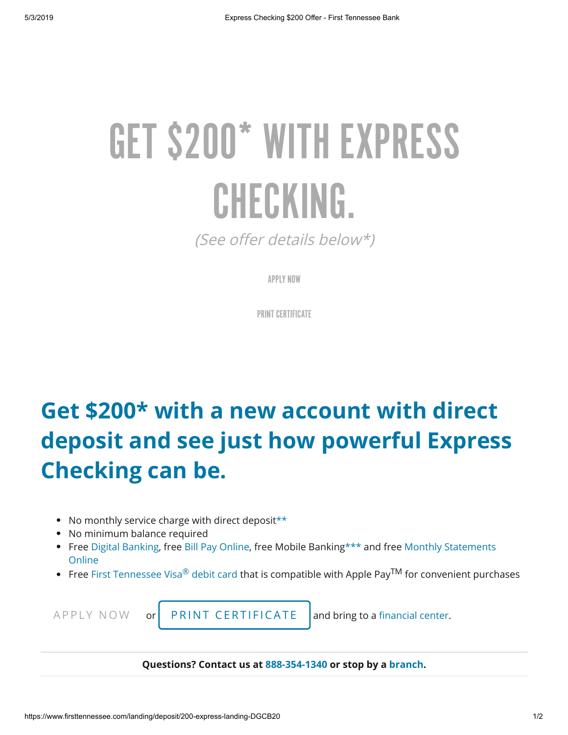# GET $200* WITH EXPRESS CHECKING.

*(See offer details below*)*

APPLY NOW

PRINT CERTIFICATE

## Get $200* with a new account with direct deposit and see just how powerful Express Checking can be.

- No monthly service charge with direct deposit**
- No minimum balance required
- Free Digital Banking, free Bill Pay Online, free Mobile Banking*** and free Monthly Statements Online
- Free First Tennessee Visa® debit card that is compatible with Apple Pay™ for convenient purchases

APPLY NOW or PRINT CERTIFICATE and bring to a financial center.

**Questions? Contact us at 888-354-1340 or stop by a branch.**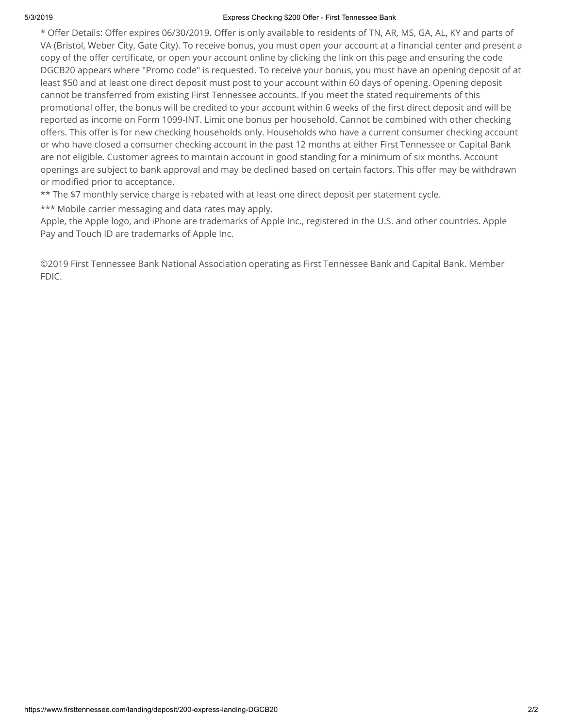* Offer Details: Offer expires 06/30/2019. Offer is only available to residents of TN, AR, MS, GA, AL, KY and parts of VA (Bristol, Weber City, Gate City). To receive bonus, you must open your account at a financial center and present a copy of the offer certificate, or open your account online by clicking the link on this page and ensuring the code DGCB20 appears where "Promo code" is requested. To receive your bonus, you must have an opening deposit of at least $50 and at least one direct deposit must post to your account within 60 days of opening. Opening deposit cannot be transferred from existing First Tennessee accounts. If you meet the stated requirements of this promotional offer, the bonus will be credited to your account within 6 weeks of the first direct deposit and will be reported as income on Form 1099-INT. Limit one bonus per household. Cannot be combined with other checking offers. This offer is for new checking households only. Households who have a current consumer checking account or who have closed a consumer checking account in the past 12 months at either First Tennessee or Capital Bank are not eligible. Customer agrees to maintain account in good standing for a minimum of six months. Account openings are subject to bank approval and may be declined based on certain factors. This offer may be withdrawn or modified prior to acceptance.

** The $7 monthly service charge is rebated with at least one direct deposit per statement cycle.

*** Mobile carrier messaging and data rates may apply.

Apple, the Apple logo, and iPhone are trademarks of Apple Inc., registered in the U.S. and other countries. Apple Pay and Touch ID are trademarks of Apple Inc.

©2019 First Tennessee Bank National Association operating as First Tennessee Bank and Capital Bank. Member FDIC.